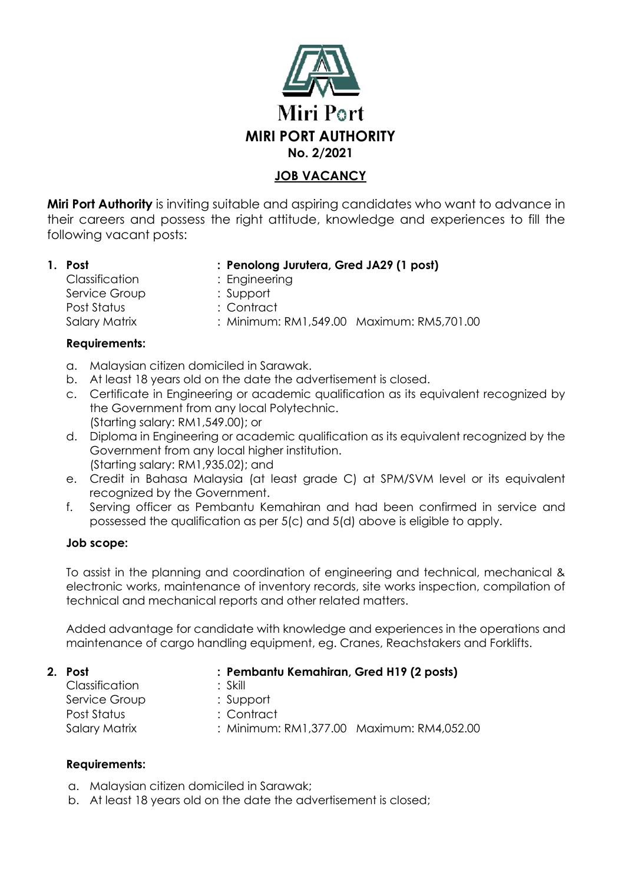Miri Port

# MIRI PORT AUTHORITY

**No. 2/2021**

## JOB VACANCY

**Miri Port Authority** is inviting suitable and aspiring candidates who want to advance in their careers and possess the right attitude, knowledge and experiences to fill the following vacant posts:

1. **Post : Penolong Jurutera, Gred JA29 (1 post)**
   Classification : Engineering
   Service Group : Support
   Post Status : Contract
   Salary Matrix : Minimum: RM1,549.00 Maximum: RM5,701.00

   **Requirements:**

   a. Malaysian citizen domiciled in Sarawak.
   b. At least 18 years old on the date the advertisement is closed.
   c. Certificate in Engineering or academic qualification as its equivalent recognized by the Government from any local Polytechnic.
      (Starting salary: RM1,549.00); or
   d. Diploma in Engineering or academic qualification as its equivalent recognized by the Government from any local higher institution.
      (Starting salary: RM1,935.02); and
   e. Credit in Bahasa Malaysia (at least grade C) at SPM/SVM level or its equivalent recognized by the Government.
   f. Serving officer as Pembantu Kemahiran and had been confirmed in service and possessed the qualification as per 5(c) and 5(d) above is eligible to apply.

   **Job scope:**

   To assist in the planning and coordination of engineering and technical, mechanical & electronic works, maintenance of inventory records, site works inspection, compilation of technical and mechanical reports and other related matters.

   Added advantage for candidate with knowledge and experiences in the operations and maintenance of cargo handling equipment, eg. Cranes, Reachstakers and Forklifts.

2. **Post : Pembantu Kemahiran, Gred H19 (2 posts)**
   Classification : Skill
   Service Group : Support
   Post Status : Contract
   Salary Matrix : Minimum: RM1,377.00 Maximum: RM4,052.00

   **Requirements:**

   a. Malaysian citizen domiciled in Sarawak;
   b. At least 18 years old on the date the advertisement is closed;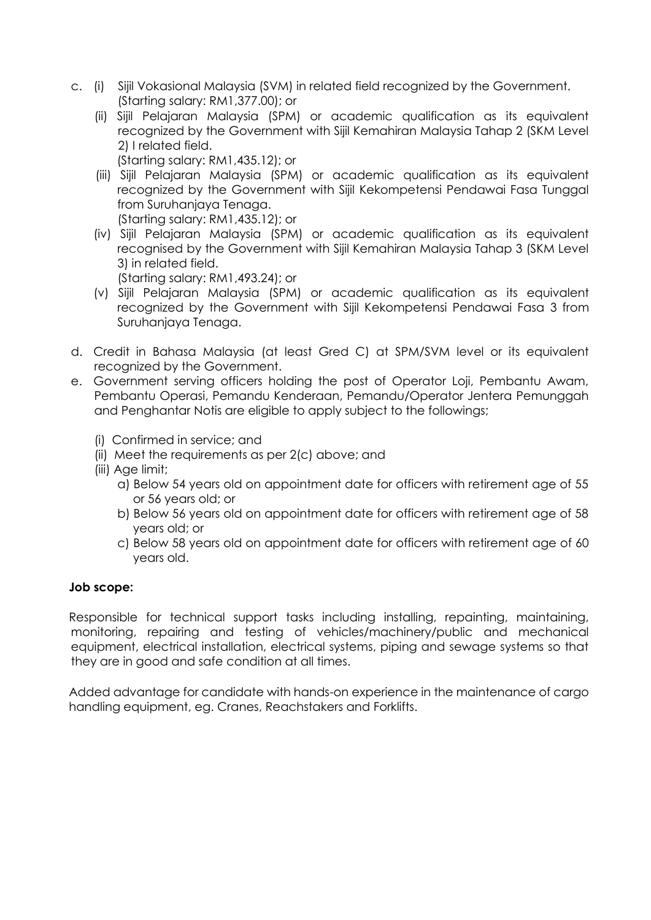c. (i) Sijil Vokasional Malaysia (SVM) in related field recognized by the Government. (Starting salary: RM1,377.00); or

   (ii) Sijil Pelajaran Malaysia (SPM) or academic qualification as its equivalent recognized by the Government with Sijil Kemahiran Malaysia Tahap 2 (SKM Level 2) I related field.
   (Starting salary: RM1,435.12); or

   (iii) Sijil Pelajaran Malaysia (SPM) or academic qualification as its equivalent recognized by the Government with Sijil Kekompetensi Pendawai Fasa Tunggal from Suruhanjaya Tenaga.
   (Starting salary: RM1,435.12); or

   (iv) Sijil Pelajaran Malaysia (SPM) or academic qualification as its equivalent recognised by the Government with Sijil Kemahiran Malaysia Tahap 3 (SKM Level 3) in related field.
   (Starting salary: RM1,493.24); or

   (v) Sijil Pelajaran Malaysia (SPM) or academic qualification as its equivalent recognized by the Government with Sijil Kekompetensi Pendawai Fasa 3 from Suruhanjaya Tenaga.

d. Credit in Bahasa Malaysia (at least Gred C) at SPM/SVM level or its equivalent recognized by the Government.

e. Government serving officers holding the post of Operator Loji, Pembantu Awam, Pembantu Operasi, Pemandu Kenderaan, Pemandu/Operator Jentera Pemunggah and Penghantar Notis are eligible to apply subject to the followings;

   (i) Confirmed in service; and
   (ii) Meet the requirements as per 2(c) above; and
   (iii) Age limit;
      a) Below 54 years old on appointment date for officers with retirement age of 55 or 56 years old; or
      b) Below 56 years old on appointment date for officers with retirement age of 58 years old; or
      c) Below 58 years old on appointment date for officers with retirement age of 60 years old.

**Job scope:**

Responsible for technical support tasks including installing, repainting, maintaining, monitoring, repairing and testing of vehicles/machinery/public and mechanical equipment, electrical installation, electrical systems, piping and sewage systems so that they are in good and safe condition at all times.

Added advantage for candidate with hands-on experience in the maintenance of cargo handling equipment, eg. Cranes, Reachstakers and Forklifts.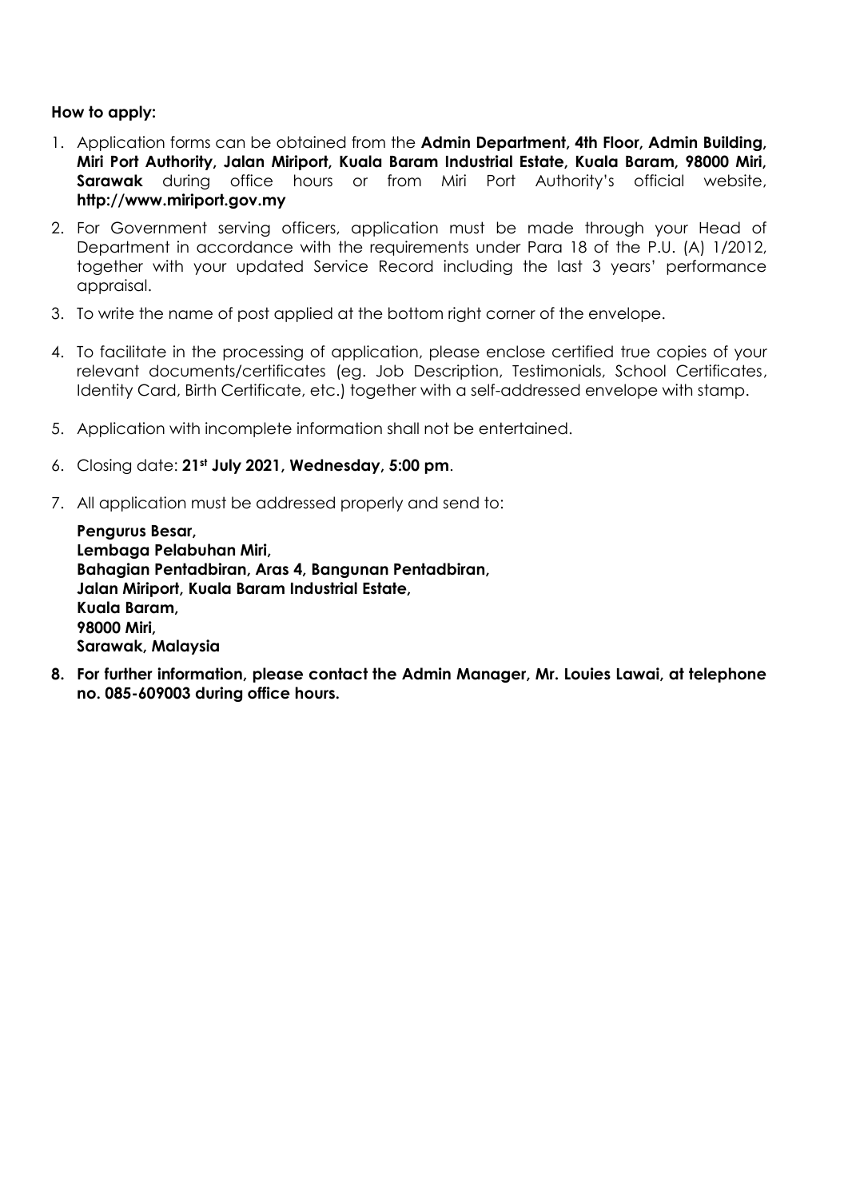**How to apply:**

1. Application forms can be obtained from the **Admin Department, 4th Floor, Admin Building, Miri Port Authority, Jalan Miriport, Kuala Baram Industrial Estate, Kuala Baram, 98000 Miri, Sarawak** during office hours or from Miri Port Authority's official website, **http://www.miriport.gov.my**
2. For Government serving officers, application must be made through your Head of Department in accordance with the requirements under Para 18 of the P.U. (A) 1/2012, together with your updated Service Record including the last 3 years' performance appraisal.
3. To write the name of post applied at the bottom right corner of the envelope.
4. To facilitate in the processing of application, please enclose certified true copies of your relevant documents/certificates (eg. Job Description, Testimonials, School Certificates, Identity Card, Birth Certificate, etc.) together with a self-addressed envelope with stamp.
5. Application with incomplete information shall not be entertained.
6. Closing date: **21st July 2021, Wednesday, 5:00 pm**.
7. All application must be addressed properly and send to:

   **Pengurus Besar,**
   **Lembaga Pelabuhan Miri,**
   **Bahagian Pentadbiran, Aras 4, Bangunan Pentadbiran,**
   **Jalan Miriport, Kuala Baram Industrial Estate,**
   **Kuala Baram,**
   **98000 Miri,**
   **Sarawak, Malaysia**

8. **For further information, please contact the Admin Manager, Mr. Louies Lawai, at telephone no. 085-609003 during office hours.**